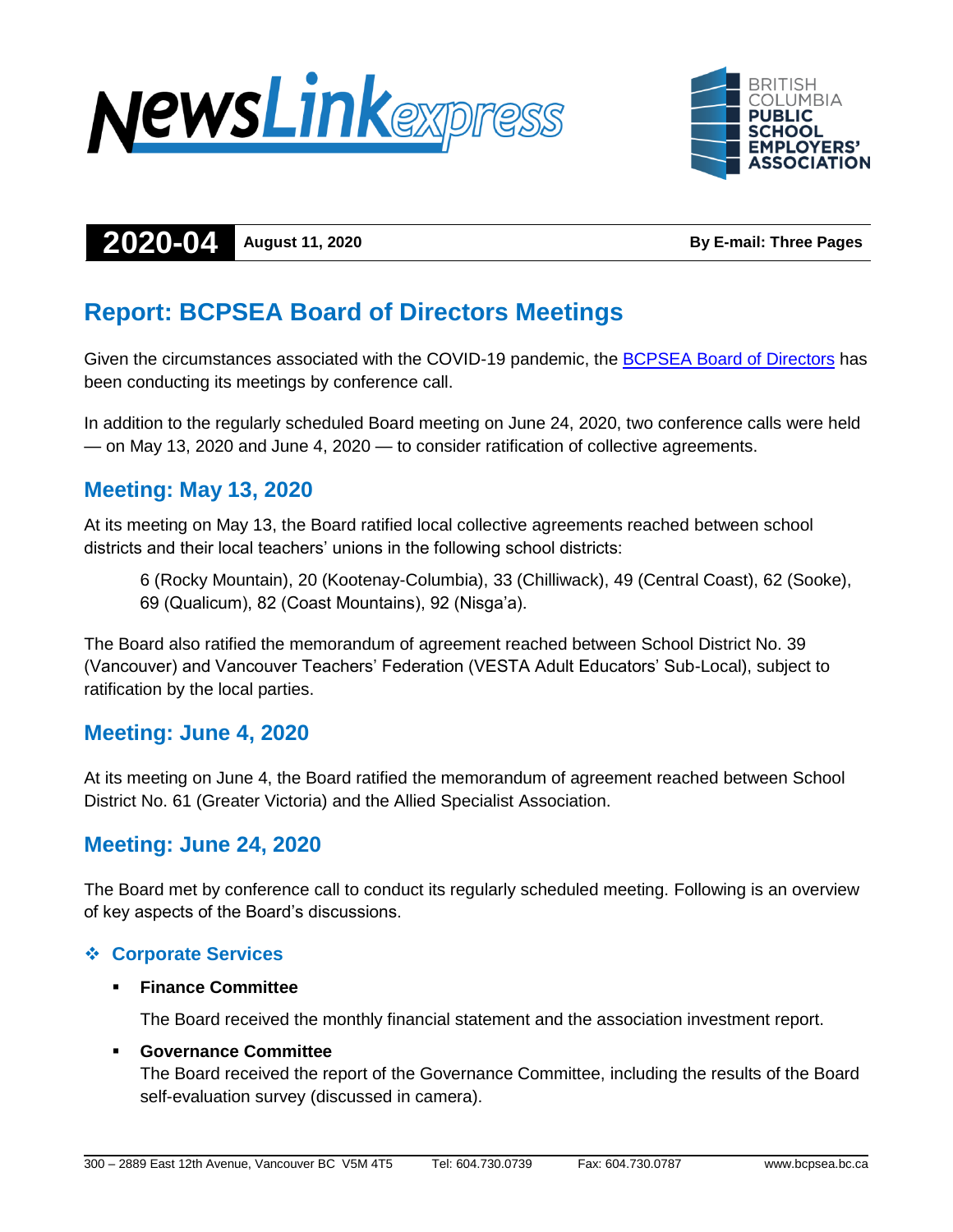**NewsLink express**

**BRITISH COLUMBIA PUBLIC SCHOOL EMPLOYERS' ASSOCIATION**

**2020-04** | **August 11, 2020** | **By E-mail: Three Pages**

# Report: BCPSEA Board of Directors Meetings

Given the circumstances associated with the COVID-19 pandemic, the BCPSEA Board of Directors has been conducting its meetings by conference call.

In addition to the regularly scheduled Board meeting on June 24, 2020, two conference calls were held — on May 13, 2020 and June 4, 2020 — to consider ratification of collective agreements.

## Meeting: May 13, 2020

At its meeting on May 13, the Board ratified local collective agreements reached between school districts and their local teachers' unions in the following school districts:

> 6 (Rocky Mountain), 20 (Kootenay-Columbia), 33 (Chilliwack), 49 (Central Coast), 62 (Sooke), 69 (Qualicum), 82 (Coast Mountains), 92 (Nisga'a).

The Board also ratified the memorandum of agreement reached between School District No. 39 (Vancouver) and Vancouver Teachers' Federation (VESTA Adult Educators' Sub-Local), subject to ratification by the local parties.

## Meeting: June 4, 2020

At its meeting on June 4, the Board ratified the memorandum of agreement reached between School District No. 61 (Greater Victoria) and the Allied Specialist Association.

## Meeting: June 24, 2020

The Board met by conference call to conduct its regularly scheduled meeting. Following is an overview of key aspects of the Board's discussions.

### ❖ Corporate Services

- **Finance Committee**

  The Board received the monthly financial statement and the association investment report.

- **Governance Committee**

  The Board received the report of the Governance Committee, including the results of the Board self-evaluation survey (discussed in camera).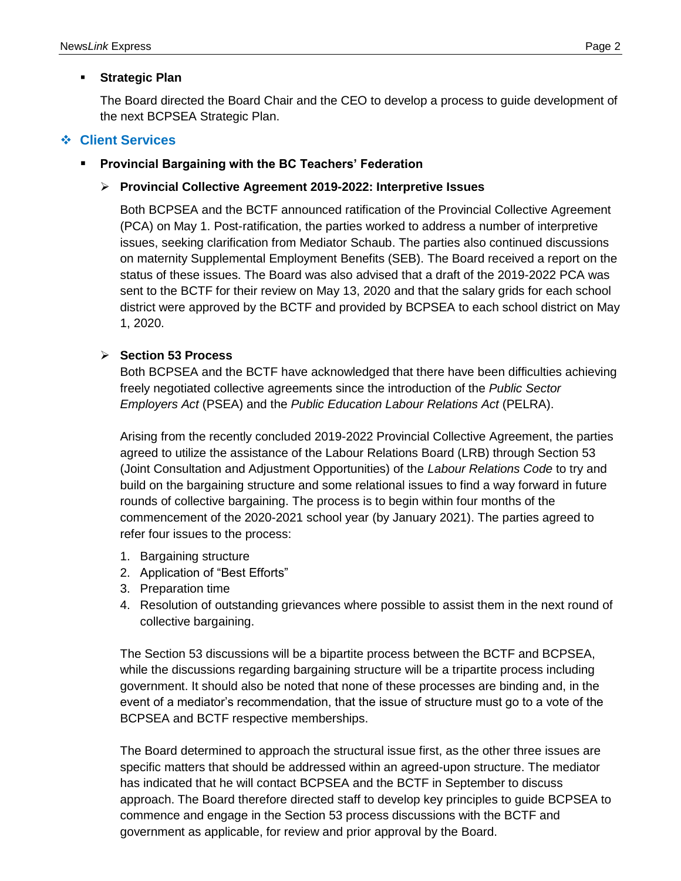- **Strategic Plan**

  The Board directed the Board Chair and the CEO to develop a process to guide development of the next BCPSEA Strategic Plan.

## Client Services

- **Provincial Bargaining with the BC Teachers' Federation**

  - **Provincial Collective Agreement 2019-2022: Interpretive Issues**

    Both BCPSEA and the BCTF announced ratification of the Provincial Collective Agreement (PCA) on May 1. Post-ratification, the parties worked to address a number of interpretive issues, seeking clarification from Mediator Schaub. The parties also continued discussions on maternity Supplemental Employment Benefits (SEB). The Board received a report on the status of these issues. The Board was also advised that a draft of the 2019-2022 PCA was sent to the BCTF for their review on May 13, 2020 and that the salary grids for each school district were approved by the BCTF and provided by BCPSEA to each school district on May 1, 2020.

  - **Section 53 Process**

    Both BCPSEA and the BCTF have acknowledged that there have been difficulties achieving freely negotiated collective agreements since the introduction of the *Public Sector Employers Act* (PSEA) and the *Public Education Labour Relations Act* (PELRA).

    Arising from the recently concluded 2019-2022 Provincial Collective Agreement, the parties agreed to utilize the assistance of the Labour Relations Board (LRB) through Section 53 (Joint Consultation and Adjustment Opportunities) of the *Labour Relations Code* to try and build on the bargaining structure and some relational issues to find a way forward in future rounds of collective bargaining. The process is to begin within four months of the commencement of the 2020-2021 school year (by January 2021). The parties agreed to refer four issues to the process:

    1. Bargaining structure
    2. Application of "Best Efforts"
    3. Preparation time
    4. Resolution of outstanding grievances where possible to assist them in the next round of collective bargaining.

    The Section 53 discussions will be a bipartite process between the BCTF and BCPSEA, while the discussions regarding bargaining structure will be a tripartite process including government. It should also be noted that none of these processes are binding and, in the event of a mediator's recommendation, that the issue of structure must go to a vote of the BCPSEA and BCTF respective memberships.

    The Board determined to approach the structural issue first, as the other three issues are specific matters that should be addressed within an agreed-upon structure. The mediator has indicated that he will contact BCPSEA and the BCTF in September to discuss approach. The Board therefore directed staff to develop key principles to guide BCPSEA to commence and engage in the Section 53 process discussions with the BCTF and government as applicable, for review and prior approval by the Board.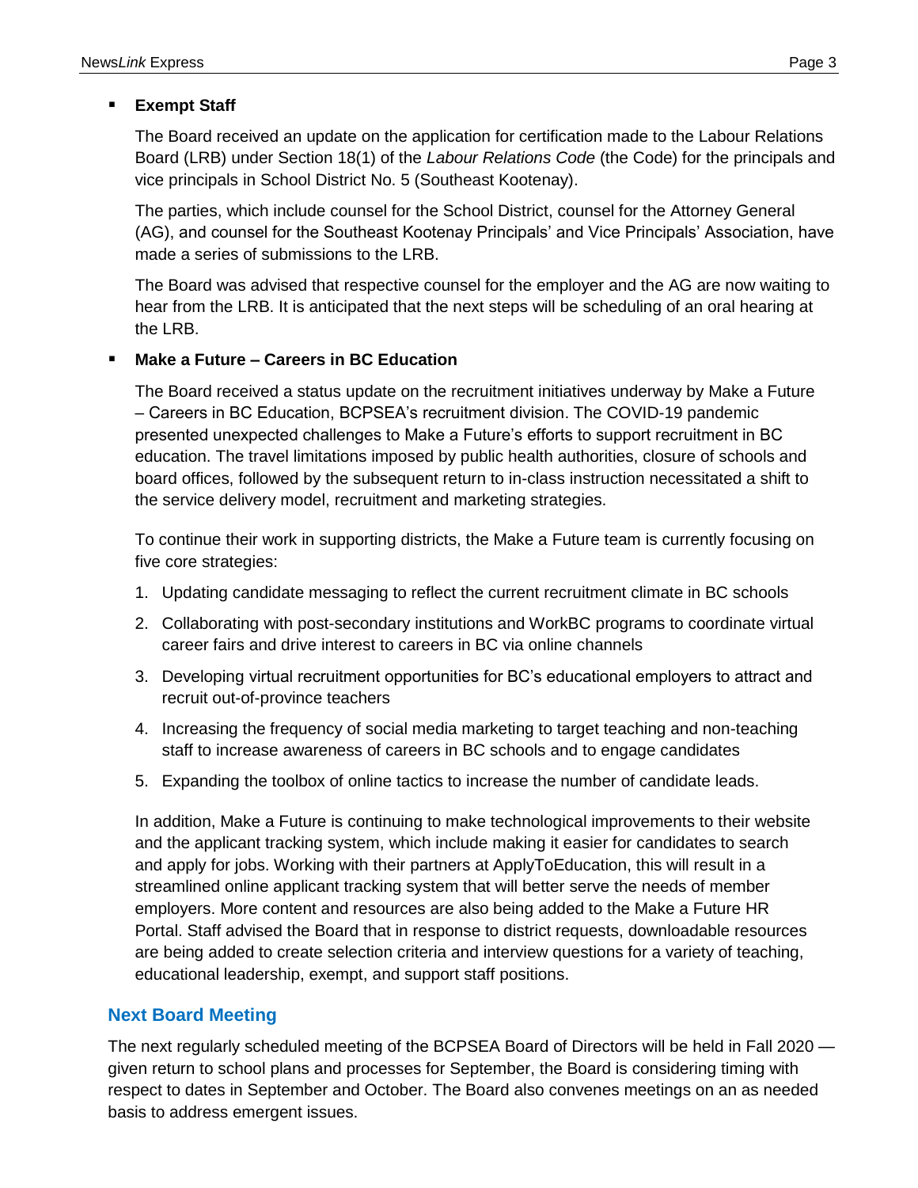- **Exempt Staff**

  The Board received an update on the application for certification made to the Labour Relations Board (LRB) under Section 18(1) of the *Labour Relations Code* (the Code) for the principals and vice principals in School District No. 5 (Southeast Kootenay).

  The parties, which include counsel for the School District, counsel for the Attorney General (AG), and counsel for the Southeast Kootenay Principals' and Vice Principals' Association, have made a series of submissions to the LRB.

  The Board was advised that respective counsel for the employer and the AG are now waiting to hear from the LRB. It is anticipated that the next steps will be scheduling of an oral hearing at the LRB.

- **Make a Future – Careers in BC Education**

  The Board received a status update on the recruitment initiatives underway by Make a Future – Careers in BC Education, BCPSEA's recruitment division. The COVID-19 pandemic presented unexpected challenges to Make a Future's efforts to support recruitment in BC education. The travel limitations imposed by public health authorities, closure of schools and board offices, followed by the subsequent return to in-class instruction necessitated a shift to the service delivery model, recruitment and marketing strategies.

  To continue their work in supporting districts, the Make a Future team is currently focusing on five core strategies:

  1. Updating candidate messaging to reflect the current recruitment climate in BC schools
  2. Collaborating with post-secondary institutions and WorkBC programs to coordinate virtual career fairs and drive interest to careers in BC via online channels
  3. Developing virtual recruitment opportunities for BC's educational employers to attract and recruit out-of-province teachers
  4. Increasing the frequency of social media marketing to target teaching and non-teaching staff to increase awareness of careers in BC schools and to engage candidates
  5. Expanding the toolbox of online tactics to increase the number of candidate leads.

  In addition, Make a Future is continuing to make technological improvements to their website and the applicant tracking system, which include making it easier for candidates to search and apply for jobs. Working with their partners at ApplyToEducation, this will result in a streamlined online applicant tracking system that will better serve the needs of member employers. More content and resources are also being added to the Make a Future HR Portal. Staff advised the Board that in response to district requests, downloadable resources are being added to create selection criteria and interview questions for a variety of teaching, educational leadership, exempt, and support staff positions.

## Next Board Meeting

The next regularly scheduled meeting of the BCPSEA Board of Directors will be held in Fall 2020 — given return to school plans and processes for September, the Board is considering timing with respect to dates in September and October. The Board also convenes meetings on an as needed basis to address emergent issues.